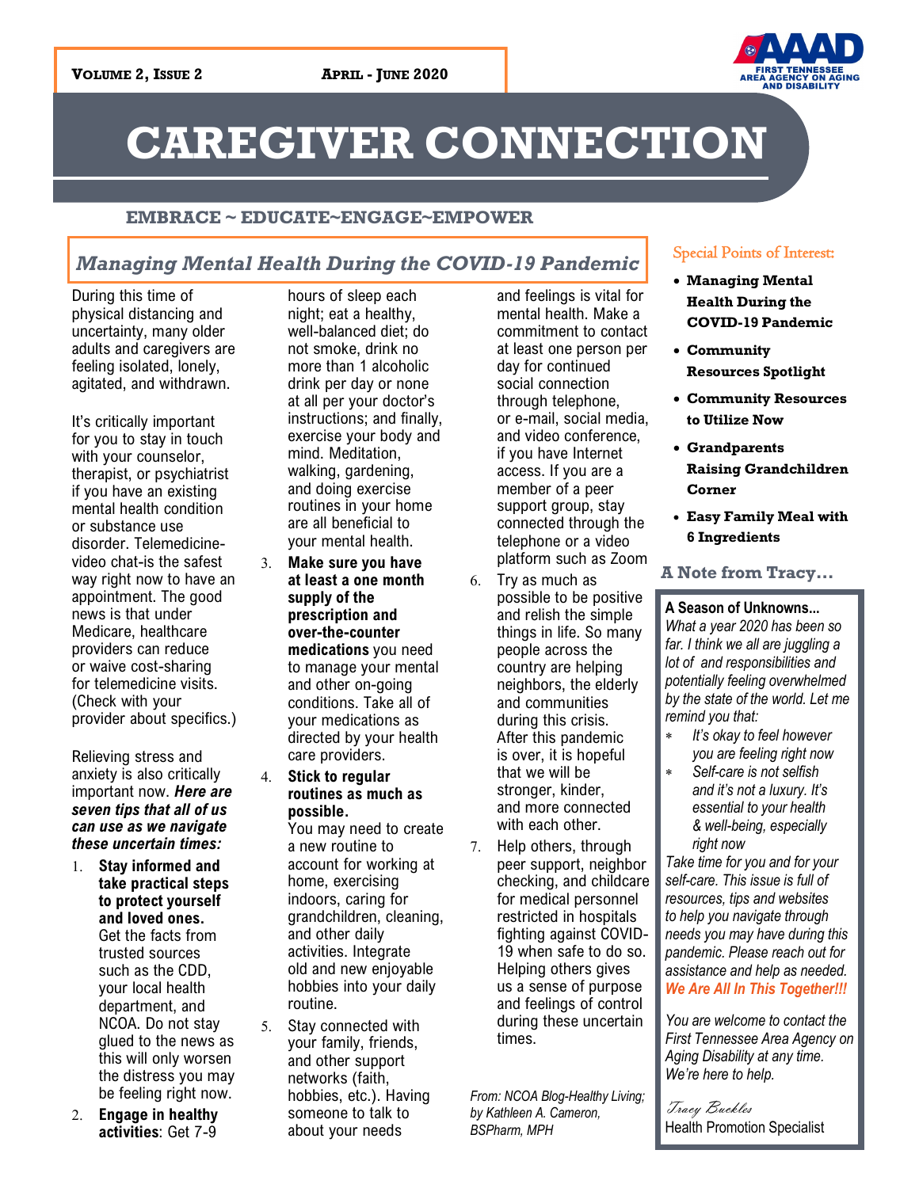**Volume 2, Issue 2** **April - June 2020**

FIRST TENNESSEE AREA AGENCY ON AGING AND DISABILITY

# CAREGIVER CONNECTION

**EMBRACE ~ EDUCATE~ENGAGE~EMPOWER**

## *Managing Mental Health During the COVID-19 Pandemic*

During this time of physical distancing and uncertainty, many older adults and caregivers are feeling isolated, lonely, agitated, and withdrawn.

It's critically important for you to stay in touch with your counselor, therapist, or psychiatrist if you have an existing mental health condition or substance use disorder. Telemedicine-video chat-is the safest way right now to have an appointment. The good news is that under Medicare, healthcare providers can reduce or waive cost-sharing for telemedicine visits. (Check with your provider about specifics.)

Relieving stress and anxiety is also critically important now. ***Here are seven tips that all of us can use as we navigate these uncertain times:***

1. **Stay informed and take practical steps to protect yourself and loved ones.** Get the facts from trusted sources such as the CDD, your local health department, and NCOA. Do not stay glued to the news as this will only worsen the distress you may be feeling right now.
2. **Engage in healthy activities**: Get 7-9 hours of sleep each night; eat a healthy, well-balanced diet; do not smoke, drink no more than 1 alcoholic drink per day or none at all per your doctor's instructions; and finally, exercise your body and mind. Meditation, walking, gardening, and doing exercise routines in your home are all beneficial to your mental health.
3. **Make sure you have at least a one month supply of the prescription and over-the-counter medications** you need to manage your mental and other on-going conditions. Take all of your medications as directed by your health care providers.
4. **Stick to regular routines as much as possible.** You may need to create a new routine to account for working at home, exercising indoors, caring for grandchildren, cleaning, and other daily activities. Integrate old and new enjoyable hobbies into your daily routine.
5. Stay connected with your family, friends, and other support networks (faith, hobbies, etc.). Having someone to talk to about your needs and feelings is vital for mental health. Make a commitment to contact at least one person per day for continued social connection through telephone, or e-mail, social media, and video conference, if you have Internet access. If you are a member of a peer support group, stay connected through the telephone or a video platform such as Zoom
6. Try as much as possible to be positive and relish the simple things in life. So many people across the country are helping neighbors, the elderly and communities during this crisis. After this pandemic is over, it is hopeful that we will be stronger, kinder, and more connected with each other.
7. Help others, through peer support, neighbor checking, and childcare for medical personnel restricted in hospitals fighting against COVID-19 when safe to do so. Helping others gives us a sense of purpose and feelings of control during these uncertain times.

*From: NCOA Blog-Healthy Living; by Kathleen A. Cameron, BSPharm, MPH*

### Special Points of Interest:

- **Managing Mental Health During the COVID-19 Pandemic**
- **Community Resources Spotlight**
- **Community Resources to Utilize Now**
- **Grandparents Raising Grandchildren Corner**
- **Easy Family Meal with 6 Ingredients**

### A Note from Tracy…

**A Season of Unknowns…**

*What a year 2020 has been so far. I think we all are juggling a lot of and responsibilities and potentially feeling overwhelmed by the state of the world. Let me remind you that:*

- *It's okay to feel however you are feeling right now*
- *Self-care is not selfish and it's not a luxury. It's essential to your health & well-being, especially right now*

*Take time for you and for your self-care. This issue is full of resources, tips and websites to help you navigate through needs you may have during this pandemic. Please reach out for assistance and help as needed.* ***We Are All In This Together!!!***

*You are welcome to contact the First Tennessee Area Agency on Aging Disability at any time. We're here to help.*

*Tracy Buckles*
Health Promotion Specialist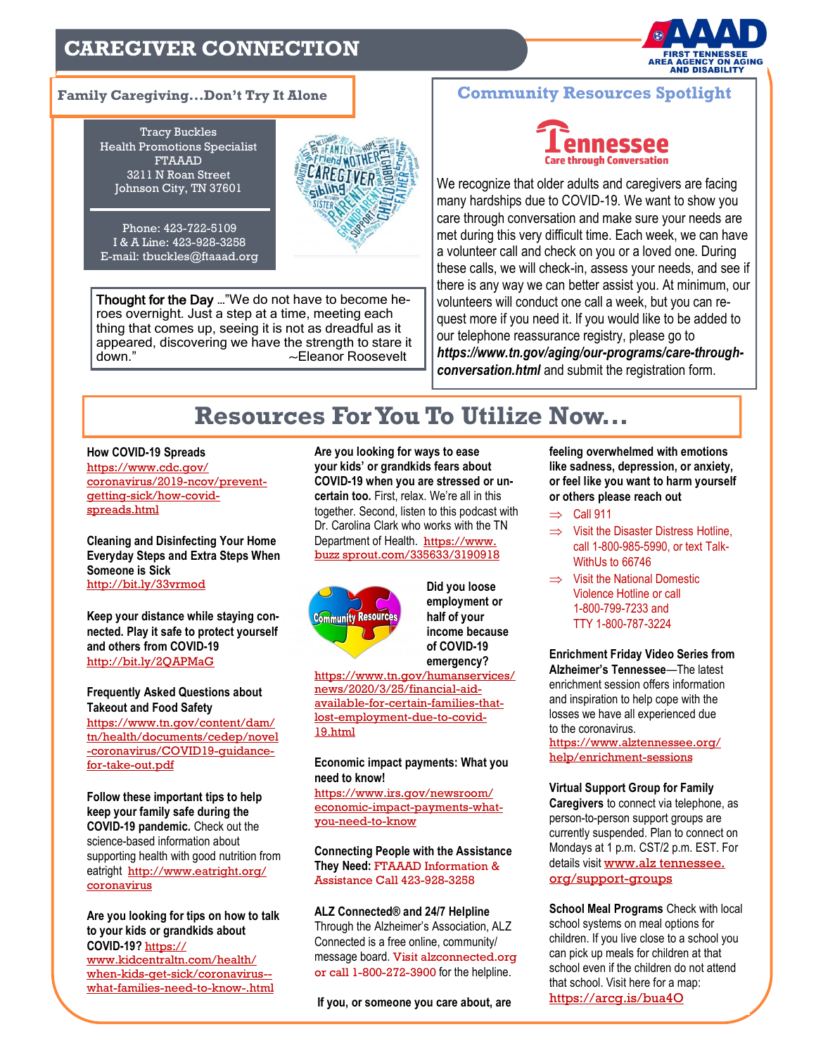# CAREGIVER CONNECTION

FIRST TENNESSEE AREA AGENCY ON AGING AND DISABILITY

## Family Caregiving…Don't Try It Alone

Tracy Buckles
Health Promotions Specialist
FTAAAD
3211 N Roan Street
Johnson City, TN 37601

Phone: 423-722-5109
I & A Line: 423-928-3258
E-mail: tbuckles@ftaaad.org

**Thought for the Day** …"We do not have to become heroes overnight. Just a step at a time, meeting each thing that comes up, seeing it is not as dreadful as it appeared, discovering we have the strength to stare it down." ~Eleanor Roosevelt

## Community Resources Spotlight

**Tennessee Care through Conversation**

We recognize that older adults and caregivers are facing many hardships due to COVID-19. We want to show you care through conversation and make sure your needs are met during this very difficult time. Each week, we can have a volunteer call and check on you or a loved one. During these calls, we will check-in, assess your needs, and see if there is any way we can better assist you. At minimum, our volunteers will conduct one call a week, but you can request more if you need it. If you would like to be added to our telephone reassurance registry, please go to ***https://www.tn.gov/aging/our-programs/care-through-conversation.html*** and submit the registration form.

## Resources For You To Utilize Now…

**How COVID-19 Spreads**
https://www.cdc.gov/coronavirus/2019-ncov/prevent-getting-sick/how-covid-spreads.html

**Cleaning and Disinfecting Your Home Everyday Steps and Extra Steps When Someone is Sick**
http://bit.ly/33vrmod

**Keep your distance while staying connected. Play it safe to protect yourself and others from COVID-19**
http://bit.ly/2QAPMaG

**Frequently Asked Questions about Takeout and Food Safety**
https://www.tn.gov/content/dam/tn/health/documents/cedep/novel-coronavirus/COVID19-guidance-for-take-out.pdf

**Follow these important tips to help keep your family safe during the COVID-19 pandemic.** Check out the science-based information about supporting health with good nutrition from eatright http://www.eatright.org/coronavirus

**Are you looking for tips on how to talk to your kids or grandkids about COVID-19?** https://www.kidcentraltn.com/health/when-kids-get-sick/coronavirus--what-families-need-to-know-.html

**Are you looking for ways to ease your kids' or grandkids fears about COVID-19 when you are stressed or uncertain too.** First, relax. We're all in this together. Second, listen to this podcast with Dr. Carolina Clark who works with the TN Department of Health. https://www.buzz sprout.com/335633/3190918

**Did you loose employment or half of your income because of COVID-19 emergency?**
https://www.tn.gov/humanservices/news/2020/3/25/financial-aid-available-for-certain-families-that-lost-employment-due-to-covid-19.html

**Economic impact payments: What you need to know!**
https://www.irs.gov/newsroom/economic-impact-payments-what-you-need-to-know

**Connecting People with the Assistance They Need:** FTAAAD Information & Assistance Call 423-928-3258

**ALZ Connected® and 24/7 Helpline**
Through the Alzheimer's Association, ALZ Connected is a free online, community/message board. Visit alzconnected.org or call 1-800-272-3900 for the helpline.

**If you, or someone you care about, are feeling overwhelmed with emotions like sadness, depression, or anxiety, or feel like you want to harm yourself or others please reach out**

- ⇒ Call 911
- ⇒ Visit the Disaster Distress Hotline, call 1-800-985-5990, or text TalkWithUs to 66746
- ⇒ Visit the National Domestic Violence Hotline or call 1-800-799-7233 and TTY 1-800-787-3224

**Enrichment Friday Video Series from Alzheimer's Tennessee**—The latest enrichment session offers information and inspiration to help cope with the losses we have all experienced due to the coronavirus.
https://www.alztennessee.org/help/enrichment-sessions

**Virtual Support Group for Family Caregivers** to connect via telephone, as person-to-person support groups are currently suspended. Plan to connect on Mondays at 1 p.m. CST/2 p.m. EST. For details visit www.alz tennessee.org/support-groups

**School Meal Programs** Check with local school systems on meal options for children. If you live close to a school you can pick up meals for children at that school even if the children do not attend that school. Visit here for a map: https://arcg.is/bua4O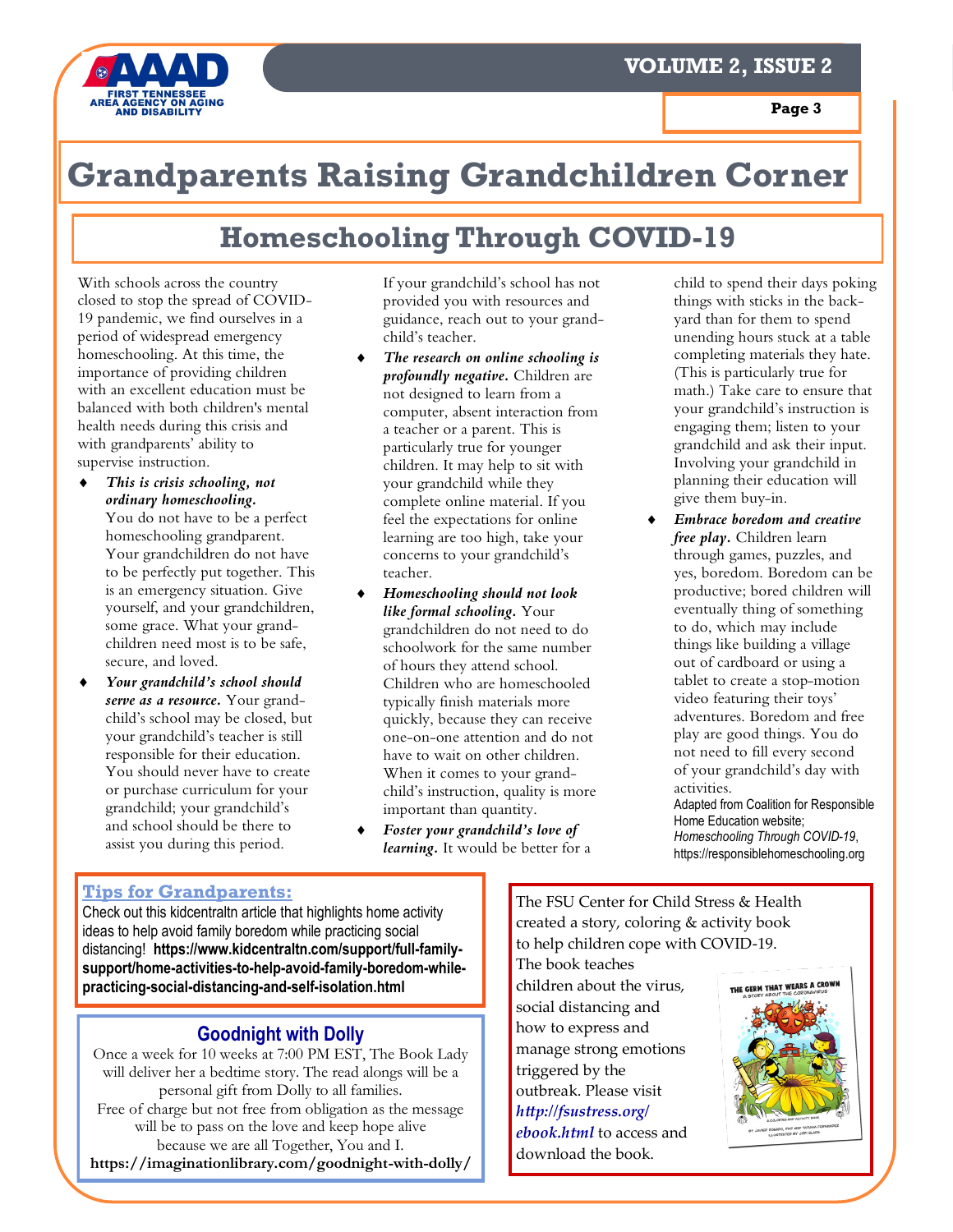# Grandparents Raising Grandchildren Corner

## Homeschooling Through COVID-19

With schools across the country closed to stop the spread of COVID-19 pandemic, we find ourselves in a period of widespread emergency homeschooling. At this time, the importance of providing children with an excellent education must be balanced with both children's mental health needs during this crisis and with grandparents' ability to supervise instruction.

- ***This is crisis schooling, not ordinary homeschooling.*** You do not have to be a perfect homeschooling grandparent. Your grandchildren do not have to be perfectly put together. This is an emergency situation. Give yourself, and your grandchildren, some grace. What your grandchildren need most is to be safe, secure, and loved.
- ***Your grandchild's school should serve as a resource.*** Your grandchild's school may be closed, but your grandchild's teacher is still responsible for their education. You should never have to create or purchase curriculum for your grandchild; your grandchild's and school should be there to assist you during this period. If your grandchild's school has not provided you with resources and guidance, reach out to your grandchild's teacher.
- ***The research on online schooling is profoundly negative.*** Children are not designed to learn from a computer, absent interaction from a teacher or a parent. This is particularly true for younger children. It may help to sit with your grandchild while they complete online material. If you feel the expectations for online learning are too high, take your concerns to your grandchild's teacher.
- ***Homeschooling should not look like formal schooling.*** Your grandchildren do not need to do schoolwork for the same number of hours they attend school. Children who are homeschooled typically finish materials more quickly, because they can receive one-on-one attention and do not have to wait on other children. When it comes to your grandchild's instruction, quality is more important than quantity.
- ***Foster your grandchild's love of learning.*** It would be better for a child to spend their days poking things with sticks in the backyard than for them to spend unending hours stuck at a table completing materials they hate. (This is particularly true for math.) Take care to ensure that your grandchild's instruction is engaging them; listen to your grandchild and ask their input. Involving your grandchild in planning their education will give them buy-in.
- ***Embrace boredom and creative free play.*** Children learn through games, puzzles, and yes, boredom. Boredom can be productive; bored children will eventually thing of something to do, which may include things like building a village out of cardboard or using a tablet to create a stop-motion video featuring their toys' adventures. Boredom and free play are good things. You do not need to fill every second of your grandchild's day with activities.

Adapted from Coalition for Responsible Home Education website; *Homeschooling Through COVID-19*, https://responsiblehomeschooling.org

**Tips for Grandparents:**

Check out this kidcentraltn article that highlights home activity ideas to help avoid family boredom while practicing social distancing! **https://www.kidcentraltn.com/support/full-family-support/home-activities-to-help-avoid-family-boredom-while-practicing-social-distancing-and-self-isolation.html**

### Goodnight with Dolly

Once a week for 10 weeks at 7:00 PM EST, The Book Lady will deliver her a bedtime story. The read alongs will be a personal gift from Dolly to all families.

Free of charge but not free from obligation as the message will be to pass on the love and keep hope alive because we are all Together, You and I.

**https://imaginationlibrary.com/goodnight-with-dolly/**

The FSU Center for Child Stress & Health created a story, coloring & activity book to help children cope with COVID-19. The book teaches children about the virus, social distancing and how to express and manage strong emotions triggered by the outbreak. Please visit ***http://fsustress.org/ebook.html*** to access and download the book.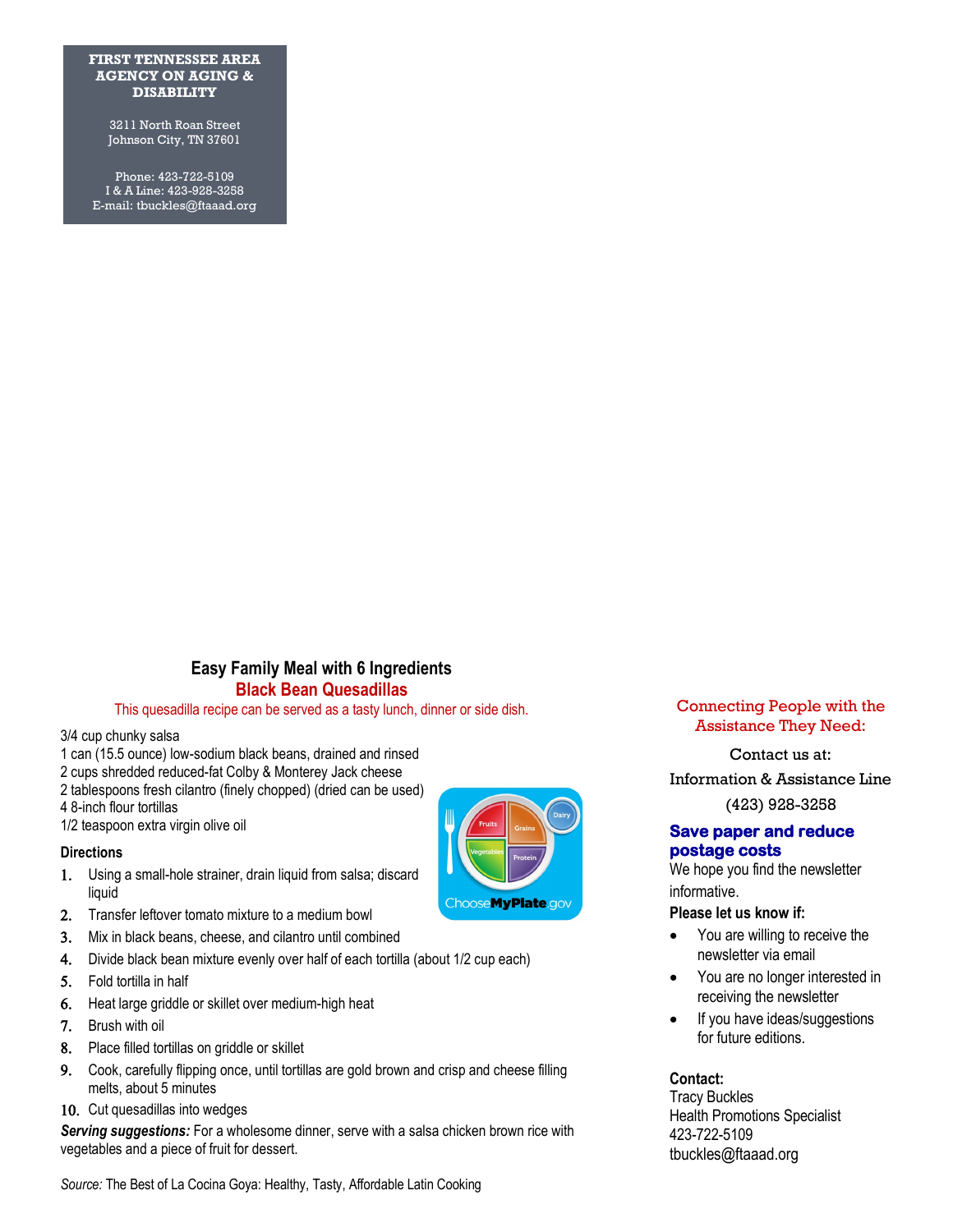**FIRST TENNESSEE AREA AGENCY ON AGING & DISABILITY**

3211 North Roan Street
Johnson City, TN 37601

Phone: 423-722-5109
I & A Line: 423-928-3258
E-mail: tbuckles@ftaaad.org

## Easy Family Meal with 6 Ingredients

### Black Bean Quesadillas

This quesadilla recipe can be served as a tasty lunch, dinner or side dish.

3/4 cup chunky salsa
1 can (15.5 ounce) low-sodium black beans, drained and rinsed
2 cups shredded reduced-fat Colby & Monterey Jack cheese
2 tablespoons fresh cilantro (finely chopped) (dried can be used)
4 8-inch flour tortillas
1/2 teaspoon extra virgin olive oil

**Directions**

1. Using a small-hole strainer, drain liquid from salsa; discard liquid
2. Transfer leftover tomato mixture to a medium bowl
3. Mix in black beans, cheese, and cilantro until combined
4. Divide black bean mixture evenly over half of each tortilla (about 1/2 cup each)
5. Fold tortilla in half
6. Heat large griddle or skillet over medium-high heat
7. Brush with oil
8. Place filled tortillas on griddle or skillet
9. Cook, carefully flipping once, until tortillas are gold brown and crisp and cheese filling melts, about 5 minutes
10. Cut quesadillas into wedges

***Serving suggestions:*** For a wholesome dinner, serve with a salsa chicken brown rice with vegetables and a piece of fruit for dessert.

*Source:* The Best of La Cocina Goya: Healthy, Tasty, Affordable Latin Cooking

Connecting People with the Assistance They Need:

Contact us at:
Information & Assistance Line
(423) 928-3258

### Save paper and reduce postage costs

We hope you find the newsletter informative.

**Please let us know if:**

- You are willing to receive the newsletter via email
- You are no longer interested in receiving the newsletter
- If you have ideas/suggestions for future editions.

**Contact:**
Tracy Buckles
Health Promotions Specialist
423-722-5109
tbuckles@ftaaad.org